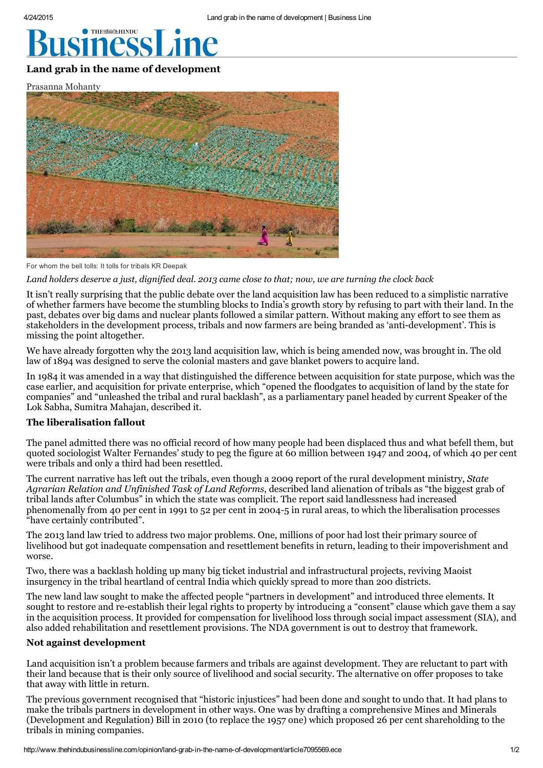# Land grab in the name of development

Prasanna Mohanty

For whom the bell tolls: It tolls for tribals KR Deepak

*Land holders deserve a just, dignified deal. 2013 came close to that; now, we are turning the clock back*

It isn't really surprising that the public debate over the land acquisition law has been reduced to a simplistic narrative of whether farmers have become the stumbling blocks to India's growth story by refusing to part with their land. In the past, debates over big dams and nuclear plants followed a similar pattern. Without making any effort to see them as stakeholders in the development process, tribals and now farmers are being branded as 'anti-development'. This is missing the point altogether.

We have already forgotten why the 2013 land acquisition law, which is being amended now, was brought in. The old law of 1894 was designed to serve the colonial masters and gave blanket powers to acquire land.

In 1984 it was amended in a way that distinguished the difference between acquisition for state purpose, which was the case earlier, and acquisition for private enterprise, which "opened the floodgates to acquisition of land by the state for companies" and "unleashed the tribal and rural backlash", as a parliamentary panel headed by current Speaker of the Lok Sabha, Sumitra Mahajan, described it.

## The liberalisation fallout

The panel admitted there was no official record of how many people had been displaced thus and what befell them, but quoted sociologist Walter Fernandes' study to peg the figure at 60 million between 1947 and 2004, of which 40 per cent were tribals and only a third had been resettled.

The current narrative has left out the tribals, even though a 2009 report of the rural development ministry, *State Agrarian Relation and Unfinished Task of Land Reforms*, described land alienation of tribals as "the biggest grab of tribal lands after Columbus" in which the state was complicit. The report said landlessness had increased phenomenally from 40 per cent in 1991 to 52 per cent in 2004-5 in rural areas, to which the liberalisation processes "have certainly contributed".

The 2013 land law tried to address two major problems. One, millions of poor had lost their primary source of livelihood but got inadequate compensation and resettlement benefits in return, leading to their impoverishment and worse.

Two, there was a backlash holding up many big ticket industrial and infrastructural projects, reviving Maoist insurgency in the tribal heartland of central India which quickly spread to more than 200 districts.

The new land law sought to make the affected people "partners in development" and introduced three elements. It sought to restore and re-establish their legal rights to property by introducing a "consent" clause which gave them a say in the acquisition process. It provided for compensation for livelihood loss through social impact assessment (SIA), and also added rehabilitation and resettlement provisions. The NDA government is out to destroy that framework.

## Not against development

Land acquisition isn't a problem because farmers and tribals are against development. They are reluctant to part with their land because that is their only source of livelihood and social security. The alternative on offer proposes to take that away with little in return.

The previous government recognised that "historic injustices" had been done and sought to undo that. It had plans to make the tribals partners in development in other ways. One was by drafting a comprehensive Mines and Minerals (Development and Regulation) Bill in 2010 (to replace the 1957 one) which proposed 26 per cent shareholding to the tribals in mining companies.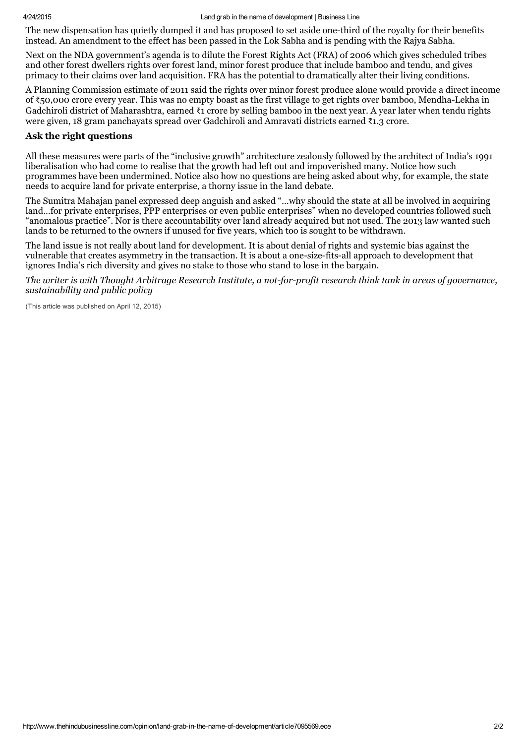The new dispensation has quietly dumped it and has proposed to set aside one-third of the royalty for their benefits instead. An amendment to the effect has been passed in the Lok Sabha and is pending with the Rajya Sabha.

Next on the NDA government's agenda is to dilute the Forest Rights Act (FRA) of 2006 which gives scheduled tribes and other forest dwellers rights over forest land, minor forest produce that include bamboo and tendu, and gives primacy to their claims over land acquisition. FRA has the potential to dramatically alter their living conditions.

A Planning Commission estimate of 2011 said the rights over minor forest produce alone would provide a direct income of ₹50,000 crore every year. This was no empty boast as the first village to get rights over bamboo, Mendha-Lekha in Gadchiroli district of Maharashtra, earned ₹1 crore by selling bamboo in the next year. A year later when tendu rights were given, 18 gram panchayats spread over Gadchiroli and Amravati districts earned ₹1.3 crore.

### Ask the right questions

All these measures were parts of the "inclusive growth" architecture zealously followed by the architect of India's 1991 liberalisation who had come to realise that the growth had left out and impoverished many. Notice how such programmes have been undermined. Notice also how no questions are being asked about why, for example, the state needs to acquire land for private enterprise, a thorny issue in the land debate.

The Sumitra Mahajan panel expressed deep anguish and asked "...why should the state at all be involved in acquiring land...for private enterprises, PPP enterprises or even public enterprises" when no developed countries followed such "anomalous practice". Nor is there accountability over land already acquired but not used. The 2013 law wanted such lands to be returned to the owners if unused for five years, which too is sought to be withdrawn.

The land issue is not really about land for development. It is about denial of rights and systemic bias against the vulnerable that creates asymmetry in the transaction. It is about a one-size-fits-all approach to development that ignores India's rich diversity and gives no stake to those who stand to lose in the bargain.

*The writer is with Thought Arbitrage Research Institute, a not-for-profit research think tank in areas of governance, sustainability and public policy*

(This article was published on April 12, 2015)